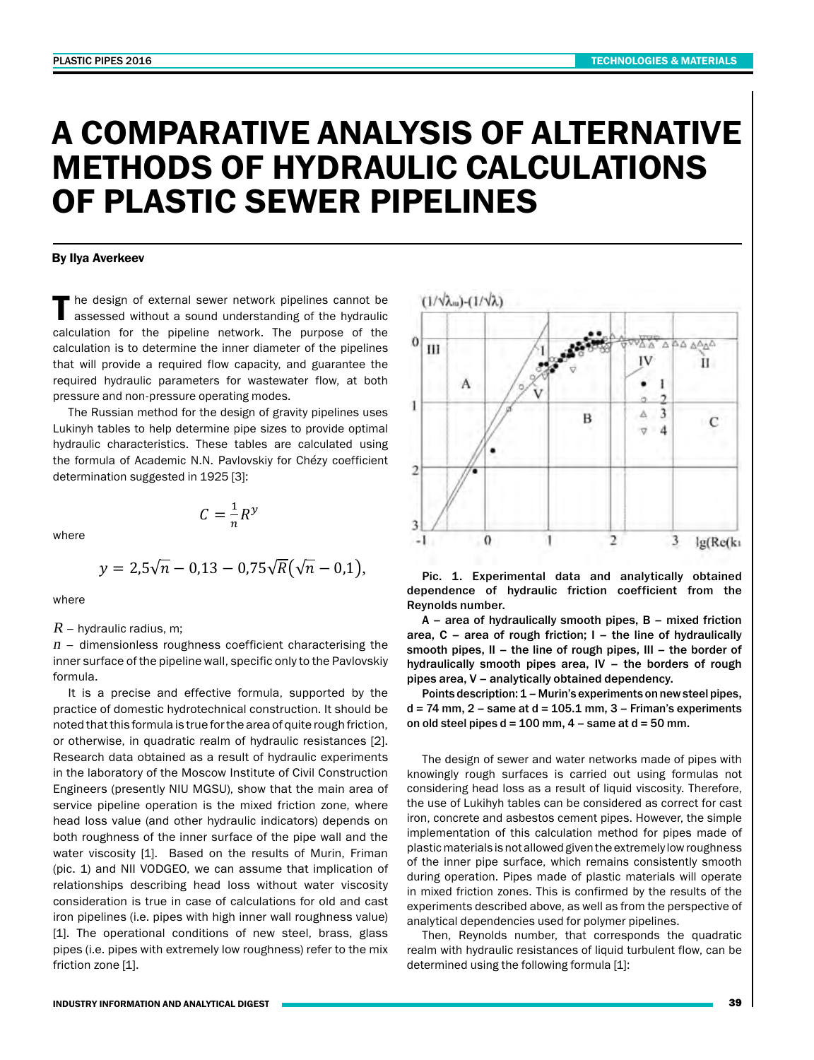# A COMPARATIVE ANALYSIS OF ALTERNATIVE METHODS OF HYDRAULIC CALCULATIONS OF PLASTIC SEWER PIPELINES

**By Ilya Averkeev**

The design of external sewer network pipelines cannot be assessed without a sound understanding of the hydraulic calculation for the pipeline network. The purpose of the calculation is to determine the inner diameter of the pipelines that will provide a required flow capacity, and guarantee the required hydraulic parameters for wastewater flow, at both pressure and non-pressure operating modes.

The Russian method for the design of gravity pipelines uses Lukinyh tables to help determine pipe sizes to provide optimal hydraulic characteristics. These tables are calculated using the formula of Academic N.N. Pavlovskiy for Chézy coefficient determination suggested in 1925 [3]:

$$C = \frac{1}{n}R^y$$

where

$$y = 2{,}5\sqrt{n} - 0{,}13 - 0{,}75\sqrt{R}\left(\sqrt{n} - 0{,}1\right),$$

where

$R$ – hydraulic radius, m;

$n$ – dimensionless roughness coefficient characterising the inner surface of the pipeline wall, specific only to the Pavlovskiy formula.

It is a precise and effective formula, supported by the practice of domestic hydrotechnical construction. It should be noted that this formula is true for the area of quite rough friction, or otherwise, in quadratic realm of hydraulic resistances [2]. Research data obtained as a result of hydraulic experiments in the laboratory of the Moscow Institute of Civil Construction Engineers (presently NIU MGSU), show that the main area of service pipeline operation is the mixed friction zone, where head loss value (and other hydraulic indicators) depends on both roughness of the inner surface of the pipe wall and the water viscosity [1]. Based on the results of Murin, Friman (pic. 1) and NII VODGEO, we can assume that implication of relationships describing head loss without water viscosity consideration is true in case of calculations for old and cast iron pipelines (i.e. pipes with high inner wall roughness value) [1]. The operational conditions of new steel, brass, glass pipes (i.e. pipes with extremely low roughness) refer to the mix friction zone [1].

**Pic. 1. Experimental data and analytically obtained dependence of hydraulic friction coefficient from the Reynolds number.**

**A – area of hydraulically smooth pipes, B – mixed friction area, C – area of rough friction; I – the line of hydraulically smooth pipes, II – the line of rough pipes, III – the border of hydraulically smooth pipes area, IV – the borders of rough pipes area, V – analytically obtained dependency.**

**Points description: 1 – Murin's experiments on new steel pipes, d = 74 mm, 2 – same at d = 105.1 mm, 3 – Friman's experiments on old steel pipes d = 100 mm, 4 – same at d = 50 mm.**

The design of sewer and water networks made of pipes with knowingly rough surfaces is carried out using formulas not considering head loss as a result of liquid viscosity. Therefore, the use of Lukihyh tables can be considered as correct for cast iron, concrete and asbestos cement pipes. However, the simple implementation of this calculation method for pipes made of plastic materials is not allowed given the extremely low roughness of the inner pipe surface, which remains consistently smooth during operation. Pipes made of plastic materials will operate in mixed friction zones. This is confirmed by the results of the experiments described above, as well as from the perspective of analytical dependencies used for polymer pipelines.

Then, Reynolds number, that corresponds the quadratic realm with hydraulic resistances of liquid turbulent flow, can be determined using the following formula [1]: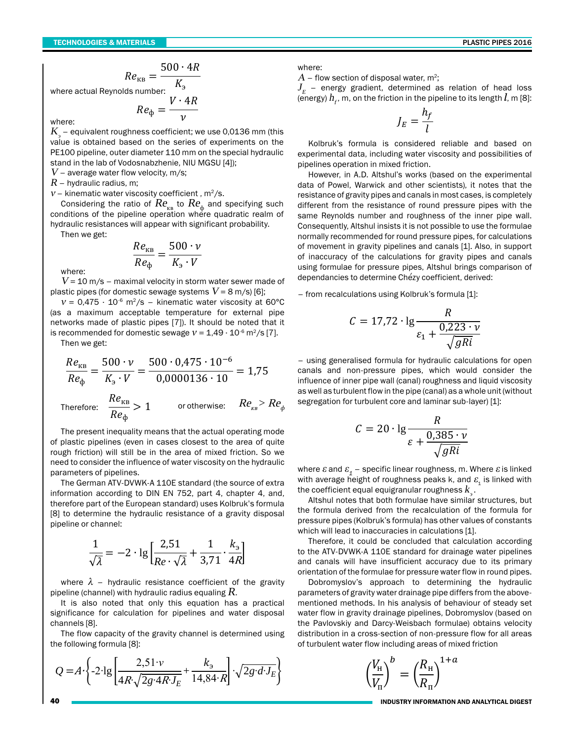$$Re_{\text{кв}} = \frac{500 \cdot 4R}{K_э}$$

where actual Reynolds number:

$$Re_{\text{ф}} = \frac{V \cdot 4R}{\nu}$$

where:

$K_э$ – equivalent roughness coefficient; we use 0,0136 mm (this value is obtained based on the series of experiments on the PE100 pipeline, outer diameter 110 mm on the special hydraulic stand in the lab of Vodosnabzhenie, NIU MGSU [4]);

$V$ – average water flow velocity, m/s;

$R$ – hydraulic radius, m;

$\nu$ – kinematic water viscosity coefficient , m$^2$/s.

Considering the ratio of $Re_{\text{кв}}$ to $Re_{\text{ф}}$ and specifying such conditions of the pipeline operation where quadratic realm of hydraulic resistances will appear with significant probability.

Then we get:

$$\frac{Re_{\text{кв}}}{Re_{\text{ф}}} = \frac{500 \cdot \nu}{K_э \cdot V}$$

where:

$V$ = 10 m/s – maximal velocity in storm water sewer made of plastic pipes (for domestic sewage systems $V$ = 8 m/s) [6];

$\nu$ = 0,475 · 10$^{-6}$ m$^2$/s – kinematic water viscosity at 60°C (as a maximum acceptable temperature for external pipe networks made of plastic pipes [7]). It should be noted that it is recommended for domestic sewage $\nu$ = 1,49 · 10$^{-6}$ m$^2$/s [7].

Then we get:

$$\frac{Re_{\text{кв}}}{Re_{\text{ф}}} = \frac{500 \cdot \nu}{K_э \cdot V} = \frac{500 \cdot 0{,}475 \cdot 10^{-6}}{0{,}0000136 \cdot 10} = 1{,}75$$

Therefore: $\frac{Re_{\text{кв}}}{Re_{\text{ф}}} > 1$ or otherwise: $Re_{\text{кв}} > Re_{\text{ф}}$

The present inequality means that the actual operating mode of plastic pipelines (even in cases closest to the area of quite rough friction) will still be in the area of mixed friction. So we need to consider the influence of water viscosity on the hydraulic parameters of pipelines.

The German ATV-DVWK-A 110E standard (the source of extra information according to DIN EN 752, part 4, chapter 4, and, therefore part of the European standard) uses Kolbruk's formula [8] to determine the hydraulic resistance of a gravity disposal pipeline or channel:

$$\frac{1}{\sqrt{\lambda}} = -2 \cdot \lg\left[\frac{2{,}51}{Re \cdot \sqrt{\lambda}} + \frac{1}{3{,}71} \cdot \frac{k_э}{4R}\right]$$

where $\lambda$ – hydraulic resistance coefficient of the gravity pipeline (channel) with hydraulic radius equaling $R$.

It is also noted that only this equation has a practical significance for calculation for pipelines and water disposal channels [8].

The flow capacity of the gravity channel is determined using the following formula [8]:

$$Q = A \cdot \left\{-2 \cdot \lg\left[\frac{2{,}51 \cdot \nu}{4R \cdot \sqrt{2g \cdot 4R \cdot J_E}} + \frac{k_э}{14{,}84 \cdot R}\right] \cdot \sqrt{2g \cdot d \cdot J_E}\right\}$$

where:

$A$ – flow section of disposal water, m$^2$;

$J_E$ – energy gradient, determined as relation of head loss (energy) $h_f$, m, on the friction in the pipeline to its length $l$, m [8]:

$$J_E = \frac{h_f}{l}$$

Kolbruk's formula is considered reliable and based on experimental data, including water viscosity and possibilities of pipelines operation in mixed friction.

However, in A.D. Altshul's works (based on the experimental data of Powel, Warwick and other scientists), it notes that the resistance of gravity pipes and canals in most cases, is completely different from the resistance of round pressure pipes with the same Reynolds number and roughness of the inner pipe wall. Consequently, Altshul insists it is not possible to use the formulae normally recommended for round pressure pipes, for calculations of movement in gravity pipelines and canals [1]. Also, in support of inaccuracy of the calculations for gravity pipes and canals using formulae for pressure pipes, Altshul brings comparison of dependancies to determine Chézy coefficient, derived:

– from recalculations using Kolbruk's formula [1]:

$$C = 17{,}72 \cdot \lg\frac{R}{\varepsilon_1 + \frac{0{,}223 \cdot \nu}{\sqrt{gRi}}}$$

– using generalised formula for hydraulic calculations for open canals and non-pressure pipes, which would consider the influence of inner pipe wall (canal) roughness and liquid viscosity as well as turbulent flow in the pipe (canal) as a whole unit (without segregation for turbulent core and laminar sub-layer) [1]:

$$C = 20 \cdot \lg\frac{R}{\varepsilon + \frac{0{,}385 \cdot \nu}{\sqrt{gRi}}}$$

where $\varepsilon$ and $\varepsilon_1$ – specific linear roughness, m. Where $\varepsilon$ is linked with average height of roughness peaks k, and $\varepsilon_1$ is linked with the coefficient equal equigranular roughness $k_э$.

Altshul notes that both formulae have similar structures, but the formula derived from the recalculation of the formula for pressure pipes (Kolbruk's formula) has other values of constants which will lead to inaccuracies in calculations [1].

Therefore, it could be concluded that calculation according to the ATV-DVWK-A 110E standard for drainage water pipelines and canals will have insufficient accuracy due to its primary orientation of the formulae for pressure water flow in round pipes.

Dobromyslov's approach to determining the hydraulic parameters of gravity water drainage pipe differs from the above-mentioned methods. In his analysis of behaviour of steady set water flow in gravity drainage pipelines, Dobromyslov (based on the Pavlovskiy and Darcy-Weisbach formulae) obtains velocity distribution in a cross-section of non-pressure flow for all areas of turbulent water flow including areas of mixed friction

$$\left(\frac{V_{\text{н}}}{V_{\text{п}}}\right)^b = \left(\frac{R_{\text{н}}}{R_{\text{п}}}\right)^{1+a}$$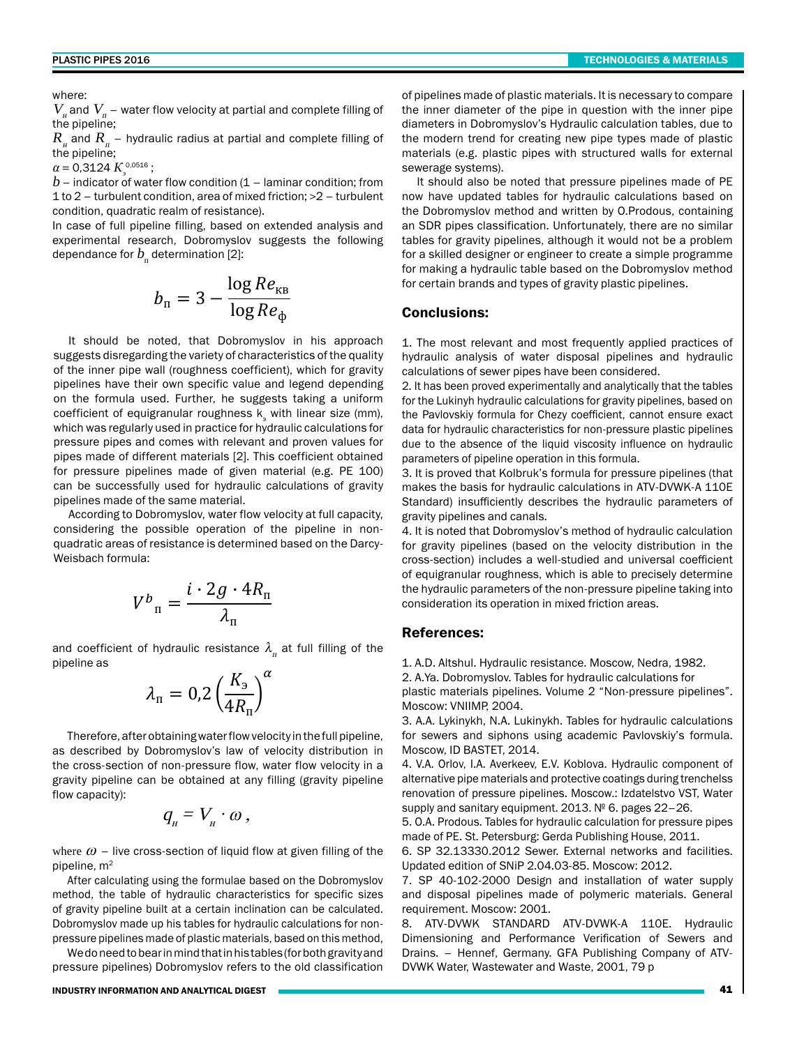where:

$V_н$ and $V_п$ – water flow velocity at partial and complete filling of the pipeline;

$R_н$ and $R_п$ – hydraulic radius at partial and complete filling of the pipeline;

$\alpha = 0{,}3124\ K_э^{0{,}0516}$;

$b$ – indicator of water flow condition (1 – laminar condition; from 1 to 2 – turbulent condition, area of mixed friction; >2 – turbulent condition, quadratic realm of resistance).

In case of full pipeline filling, based on extended analysis and experimental research, Dobromyslov suggests the following dependance for $b_п$ determination [2]:

$$b_{\text{п}} = 3 - \frac{\log Re_{\text{кв}}}{\log Re_{\text{ф}}}$$

It should be noted, that Dobromyslov in his approach suggests disregarding the variety of characteristics of the quality of the inner pipe wall (roughness coefficient), which for gravity pipelines have their own specific value and legend depending on the formula used. Further, he suggests taking a uniform coefficient of equigranular roughness $k_э$ with linear size (mm), which was regularly used in practice for hydraulic calculations for pressure pipes and comes with relevant and proven values for pipes made of different materials [2]. This coefficient obtained for pressure pipelines made of given material (e.g. PE 100) can be successfully used for hydraulic calculations of gravity pipelines made of the same material.

According to Dobromyslov, water flow velocity at full capacity, considering the possible operation of the pipeline in non-quadratic areas of resistance is determined based on the Darcy-Weisbach formula:

$$V^{b}{}_{\text{п}} = \frac{i \cdot 2g \cdot 4R_{\text{п}}}{\lambda_{\text{п}}}$$

and coefficient of hydraulic resistance $\lambda_п$ at full filling of the pipeline as

$$\lambda_{\text{п}} = 0{,}2\left(\frac{K_{\text{э}}}{4R_{\text{п}}}\right)^{\alpha}$$

Therefore, after obtaining water flow velocity in the full pipeline, as described by Dobromyslov's law of velocity distribution in the cross-section of non-pressure flow, water flow velocity in a gravity pipeline can be obtained at any filling (gravity pipeline flow capacity):

$$q_н = V_н \cdot \omega,$$

where $\omega$ – live cross-section of liquid flow at given filling of the pipeline, m$^2$

After calculating using the formulae based on the Dobromyslov method, the table of hydraulic characteristics for specific sizes of gravity pipeline built at a certain inclination can be calculated. Dobromyslov made up his tables for hydraulic calculations for non-pressure pipelines made of plastic materials, based on this method.

We do need to bear in mind that in his tables (for both gravity and pressure pipelines) Dobromyslov refers to the old classification of pipelines made of plastic materials. It is necessary to compare the inner diameter of the pipe in question with the inner pipe diameters in Dobromyslov's Hydraulic calculation tables, due to the modern trend for creating new pipe types made of plastic materials (e.g. plastic pipes with structured walls for external sewerage systems).

It should also be noted that pressure pipelines made of PE now have updated tables for hydraulic calculations based on the Dobromyslov method and written by O.Prodous, containing an SDR pipes classification. Unfortunately, there are no similar tables for gravity pipelines, although it would not be a problem for a skilled designer or engineer to create a simple programme for making a hydraulic table based on the Dobromyslov method for certain brands and types of gravity plastic pipelines.

## Conclusions:

1. The most relevant and most frequently applied practices of hydraulic analysis of water disposal pipelines and hydraulic calculations of sewer pipes have been considered.
2. It has been proved experimentally and analytically that the tables for the Lukinyh hydraulic calculations for gravity pipelines, based on the Pavlovskiy formula for Chezy coefficient, cannot ensure exact data for hydraulic characteristics for non-pressure plastic pipelines due to the absence of the liquid viscosity influence on hydraulic parameters of pipeline operation in this formula.
3. It is proved that Kolbruk's formula for pressure pipelines (that makes the basis for hydraulic calculations in ATV-DVWK-A 110E Standard) insufficiently describes the hydraulic parameters of gravity pipelines and canals.
4. It is noted that Dobromyslov's method of hydraulic calculation for gravity pipelines (based on the velocity distribution in the cross-section) includes a well-studied and universal coefficient of equigranular roughness, which is able to precisely determine the hydraulic parameters of the non-pressure pipeline taking into consideration its operation in mixed friction areas.

## References:

1. A.D. Altshul. Hydraulic resistance. Moscow, Nedra, 1982.
2. A.Ya. Dobromyslov. Tables for hydraulic calculations for plastic materials pipelines. Volume 2 "Non-pressure pipelines". Moscow: VNIIMP, 2004.
3. A.A. Lykinykh, N.A. Lukinykh. Tables for hydraulic calculations for sewers and siphons using academic Pavlovskiy's formula. Moscow, ID BASTET, 2014.
4. V.A. Orlov, I.A. Averkeev, E.V. Koblova. Hydraulic component of alternative pipe materials and protective coatings during trenchelss renovation of pressure pipelines. Moscow.: Izdatelstvo VST, Water supply and sanitary equipment. 2013. № 6. pages 22–26.
5. O.A. Prodous. Tables for hydraulic calculation for pressure pipes made of PE. St. Petersburg: Gerda Publishing House, 2011.
6. SP 32.13330.2012 Sewer. External networks and facilities. Updated edition of SNiP 2.04.03-85. Moscow: 2012.
7. SP 40-102-2000 Design and installation of water supply and disposal pipelines made of polymeric materials. General requirement. Moscow: 2001.
8. ATV-DVWK STANDARD ATV-DVWK-A 110E. Hydraulic Dimensioning and Performance Verification of Sewers and Drains. – Hennef, Germany. GFA Publishing Company of ATV-DVWK Water, Wastewater and Waste, 2001, 79 p